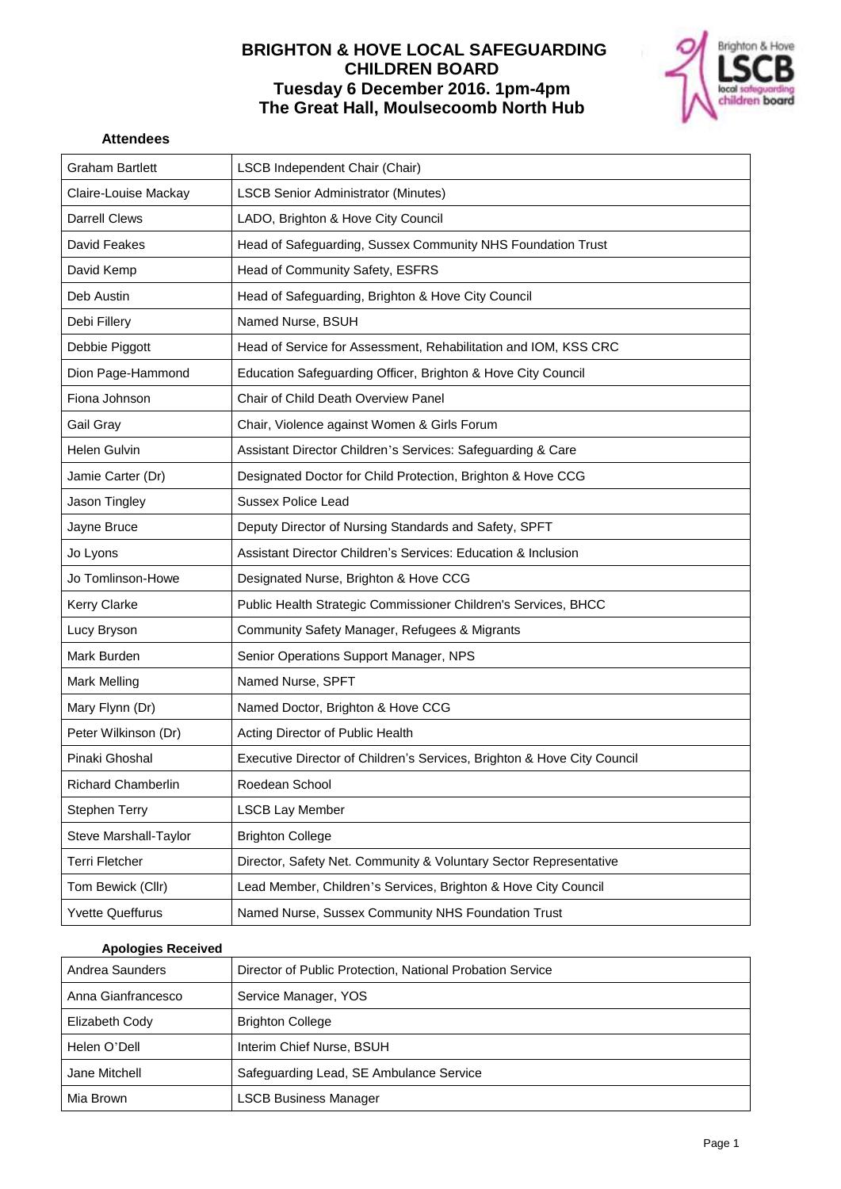# BRIGHTON & HOVE LOCAL SAFEGUARDING CHILDREN BOARD
## Tuesday 6 December 2016. 1pm-4pm
## The Great Hall, Moulsecoomb North Hub

**Attendees**

| | |
|---|---|
| Graham Bartlett | LSCB Independent Chair (Chair) |
| Claire-Louise Mackay | LSCB Senior Administrator (Minutes) |
| Darrell Clews | LADO, Brighton & Hove City Council |
| David Feakes | Head of Safeguarding, Sussex Community NHS Foundation Trust |
| David Kemp | Head of Community Safety, ESFRS |
| Deb Austin | Head of Safeguarding, Brighton & Hove City Council |
| Debi Fillery | Named Nurse, BSUH |
| Debbie Piggott | Head of Service for Assessment, Rehabilitation and IOM, KSS CRC |
| Dion Page-Hammond | Education Safeguarding Officer, Brighton & Hove City Council |
| Fiona Johnson | Chair of Child Death Overview Panel |
| Gail Gray | Chair, Violence against Women & Girls Forum |
| Helen Gulvin | Assistant Director Children's Services: Safeguarding & Care |
| Jamie Carter (Dr) | Designated Doctor for Child Protection, Brighton & Hove CCG |
| Jason Tingley | Sussex Police Lead |
| Jayne Bruce | Deputy Director of Nursing Standards and Safety, SPFT |
| Jo Lyons | Assistant Director Children's Services: Education & Inclusion |
| Jo Tomlinson-Howe | Designated Nurse, Brighton & Hove CCG |
| Kerry Clarke | Public Health Strategic Commissioner Children's Services, BHCC |
| Lucy Bryson | Community Safety Manager, Refugees & Migrants |
| Mark Burden | Senior Operations Support Manager, NPS |
| Mark Melling | Named Nurse, SPFT |
| Mary Flynn (Dr) | Named Doctor, Brighton & Hove CCG |
| Peter Wilkinson (Dr) | Acting Director of Public Health |
| Pinaki Ghoshal | Executive Director of Children's Services, Brighton & Hove City Council |
| Richard Chamberlin | Roedean School |
| Stephen Terry | LSCB Lay Member |
| Steve Marshall-Taylor | Brighton College |
| Terri Fletcher | Director, Safety Net. Community & Voluntary Sector Representative |
| Tom Bewick (Cllr) | Lead Member, Children's Services, Brighton & Hove City Council |
| Yvette Queffurus | Named Nurse, Sussex Community NHS Foundation Trust |

**Apologies Received**

| | |
|---|---|
| Andrea Saunders | Director of Public Protection, National Probation Service |
| Anna Gianfrancesco | Service Manager, YOS |
| Elizabeth Cody | Brighton College |
| Helen O'Dell | Interim Chief Nurse, BSUH |
| Jane Mitchell | Safeguarding Lead, SE Ambulance Service |
| Mia Brown | LSCB Business Manager |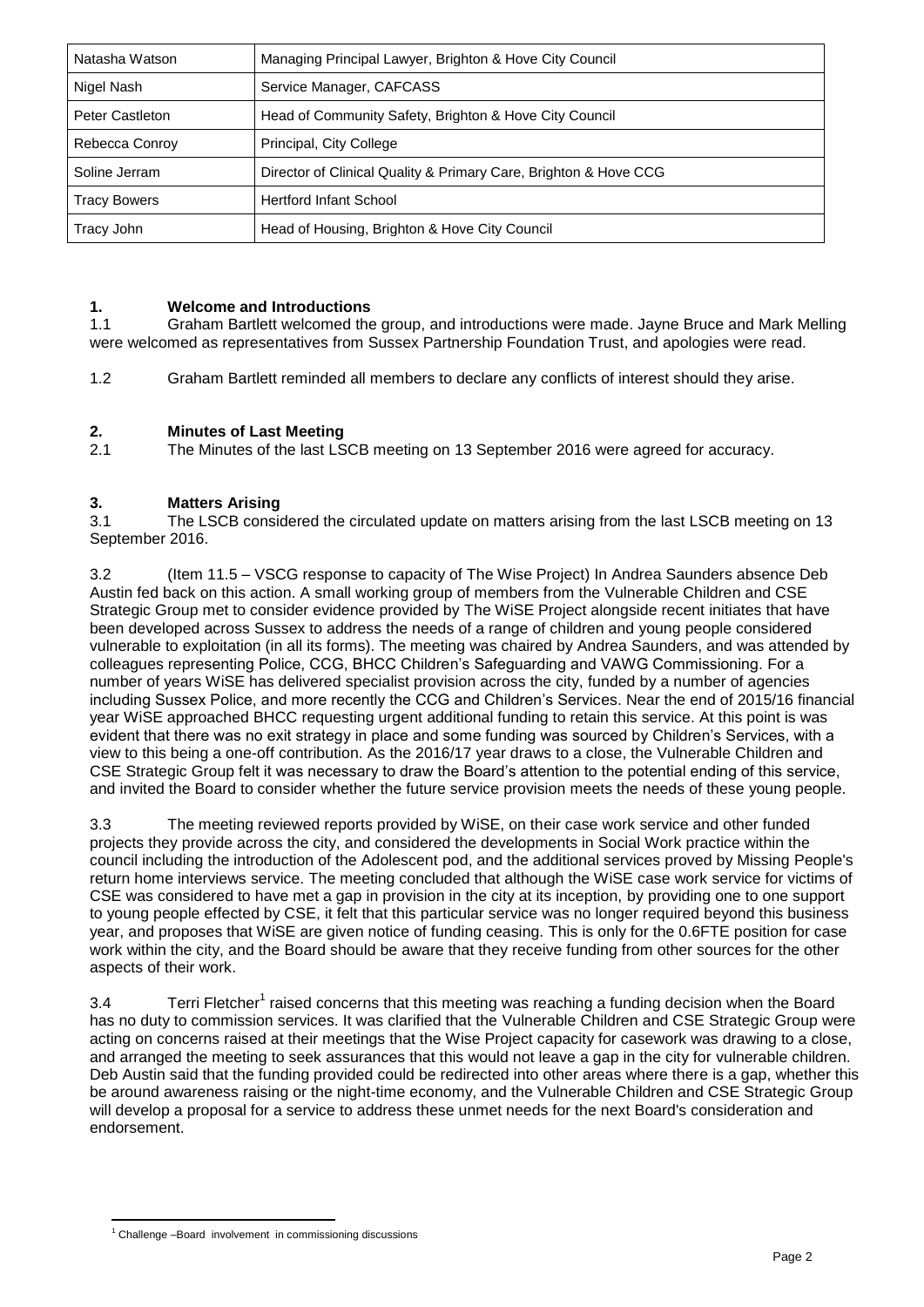| Natasha Watson | Managing Principal Lawyer, Brighton & Hove City Council |
|---|---|
| Nigel Nash | Service Manager, CAFCASS |
| Peter Castleton | Head of Community Safety, Brighton & Hove City Council |
| Rebecca Conroy | Principal, City College |
| Soline Jerram | Director of Clinical Quality & Primary Care, Brighton & Hove CCG |
| Tracy Bowers | Hertford Infant School |
| Tracy John | Head of Housing, Brighton & Hove City Council |

## 1. Welcome and Introductions

1.1 Graham Bartlett welcomed the group, and introductions were made. Jayne Bruce and Mark Melling were welcomed as representatives from Sussex Partnership Foundation Trust, and apologies were read.

1.2 Graham Bartlett reminded all members to declare any conflicts of interest should they arise.

## 2. Minutes of Last Meeting

2.1 The Minutes of the last LSCB meeting on 13 September 2016 were agreed for accuracy.

## 3. Matters Arising

3.1 The LSCB considered the circulated update on matters arising from the last LSCB meeting on 13 September 2016.

3.2 (Item 11.5 – VSCG response to capacity of The Wise Project) In Andrea Saunders absence Deb Austin fed back on this action. A small working group of members from the Vulnerable Children and CSE Strategic Group met to consider evidence provided by The WiSE Project alongside recent initiates that have been developed across Sussex to address the needs of a range of children and young people considered vulnerable to exploitation (in all its forms). The meeting was chaired by Andrea Saunders, and was attended by colleagues representing Police, CCG, BHCC Children's Safeguarding and VAWG Commissioning. For a number of years WiSE has delivered specialist provision across the city, funded by a number of agencies including Sussex Police, and more recently the CCG and Children's Services. Near the end of 2015/16 financial year WiSE approached BHCC requesting urgent additional funding to retain this service. At this point is was evident that there was no exit strategy in place and some funding was sourced by Children's Services, with a view to this being a one-off contribution. As the 2016/17 year draws to a close, the Vulnerable Children and CSE Strategic Group felt it was necessary to draw the Board's attention to the potential ending of this service, and invited the Board to consider whether the future service provision meets the needs of these young people.

3.3 The meeting reviewed reports provided by WiSE, on their case work service and other funded projects they provide across the city, and considered the developments in Social Work practice within the council including the introduction of the Adolescent pod, and the additional services proved by Missing People's return home interviews service. The meeting concluded that although the WiSE case work service for victims of CSE was considered to have met a gap in provision in the city at its inception, by providing one to one support to young people effected by CSE, it felt that this particular service was no longer required beyond this business year, and proposes that WiSE are given notice of funding ceasing. This is only for the 0.6FTE position for case work within the city, and the Board should be aware that they receive funding from other sources for the other aspects of their work.

3.4 Terri Fletcher[1] raised concerns that this meeting was reaching a funding decision when the Board has no duty to commission services. It was clarified that the Vulnerable Children and CSE Strategic Group were acting on concerns raised at their meetings that the Wise Project capacity for casework was drawing to a close, and arranged the meeting to seek assurances that this would not leave a gap in the city for vulnerable children. Deb Austin said that the funding provided could be redirected into other areas where there is a gap, whether this be around awareness raising or the night-time economy, and the Vulnerable Children and CSE Strategic Group will develop a proposal for a service to address these unmet needs for the next Board's consideration and endorsement.

[1] Challenge –Board involvement in commissioning discussions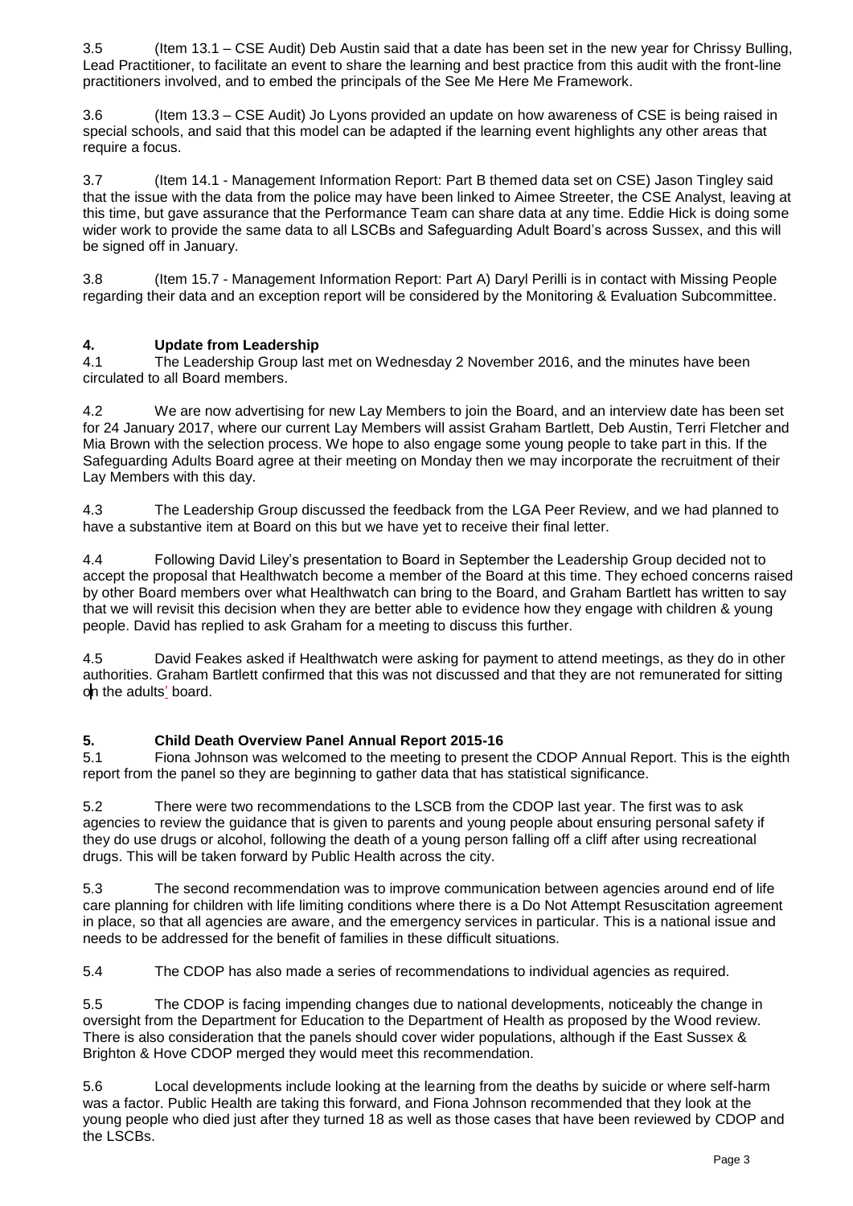3.5 (Item 13.1 – CSE Audit) Deb Austin said that a date has been set in the new year for Chrissy Bulling, Lead Practitioner, to facilitate an event to share the learning and best practice from this audit with the front-line practitioners involved, and to embed the principals of the See Me Here Me Framework.

3.6 (Item 13.3 – CSE Audit) Jo Lyons provided an update on how awareness of CSE is being raised in special schools, and said that this model can be adapted if the learning event highlights any other areas that require a focus.

3.7 (Item 14.1 - Management Information Report: Part B themed data set on CSE) Jason Tingley said that the issue with the data from the police may have been linked to Aimee Streeter, the CSE Analyst, leaving at this time, but gave assurance that the Performance Team can share data at any time. Eddie Hick is doing some wider work to provide the same data to all LSCBs and Safeguarding Adult Board's across Sussex, and this will be signed off in January.

3.8 (Item 15.7 - Management Information Report: Part A) Daryl Perilli is in contact with Missing People regarding their data and an exception report will be considered by the Monitoring & Evaluation Subcommittee.

## 4. Update from Leadership

4.1 The Leadership Group last met on Wednesday 2 November 2016, and the minutes have been circulated to all Board members.

4.2 We are now advertising for new Lay Members to join the Board, and an interview date has been set for 24 January 2017, where our current Lay Members will assist Graham Bartlett, Deb Austin, Terri Fletcher and Mia Brown with the selection process. We hope to also engage some young people to take part in this. If the Safeguarding Adults Board agree at their meeting on Monday then we may incorporate the recruitment of their Lay Members with this day.

4.3 The Leadership Group discussed the feedback from the LGA Peer Review, and we had planned to have a substantive item at Board on this but we have yet to receive their final letter.

4.4 Following David Liley's presentation to Board in September the Leadership Group decided not to accept the proposal that Healthwatch become a member of the Board at this time. They echoed concerns raised by other Board members over what Healthwatch can bring to the Board, and Graham Bartlett has written to say that we will revisit this decision when they are better able to evidence how they engage with children & young people. David has replied to ask Graham for a meeting to discuss this further.

4.5 David Feakes asked if Healthwatch were asking for payment to attend meetings, as they do in other authorities. Graham Bartlett confirmed that this was not discussed and that they are not remunerated for sitting on the adults' board.

## 5. Child Death Overview Panel Annual Report 2015-16

5.1 Fiona Johnson was welcomed to the meeting to present the CDOP Annual Report. This is the eighth report from the panel so they are beginning to gather data that has statistical significance.

5.2 There were two recommendations to the LSCB from the CDOP last year. The first was to ask agencies to review the guidance that is given to parents and young people about ensuring personal safety if they do use drugs or alcohol, following the death of a young person falling off a cliff after using recreational drugs. This will be taken forward by Public Health across the city.

5.3 The second recommendation was to improve communication between agencies around end of life care planning for children with life limiting conditions where there is a Do Not Attempt Resuscitation agreement in place, so that all agencies are aware, and the emergency services in particular. This is a national issue and needs to be addressed for the benefit of families in these difficult situations.

5.4 The CDOP has also made a series of recommendations to individual agencies as required.

5.5 The CDOP is facing impending changes due to national developments, noticeably the change in oversight from the Department for Education to the Department of Health as proposed by the Wood review. There is also consideration that the panels should cover wider populations, although if the East Sussex & Brighton & Hove CDOP merged they would meet this recommendation.

5.6 Local developments include looking at the learning from the deaths by suicide or where self-harm was a factor. Public Health are taking this forward, and Fiona Johnson recommended that they look at the young people who died just after they turned 18 as well as those cases that have been reviewed by CDOP and the LSCBs.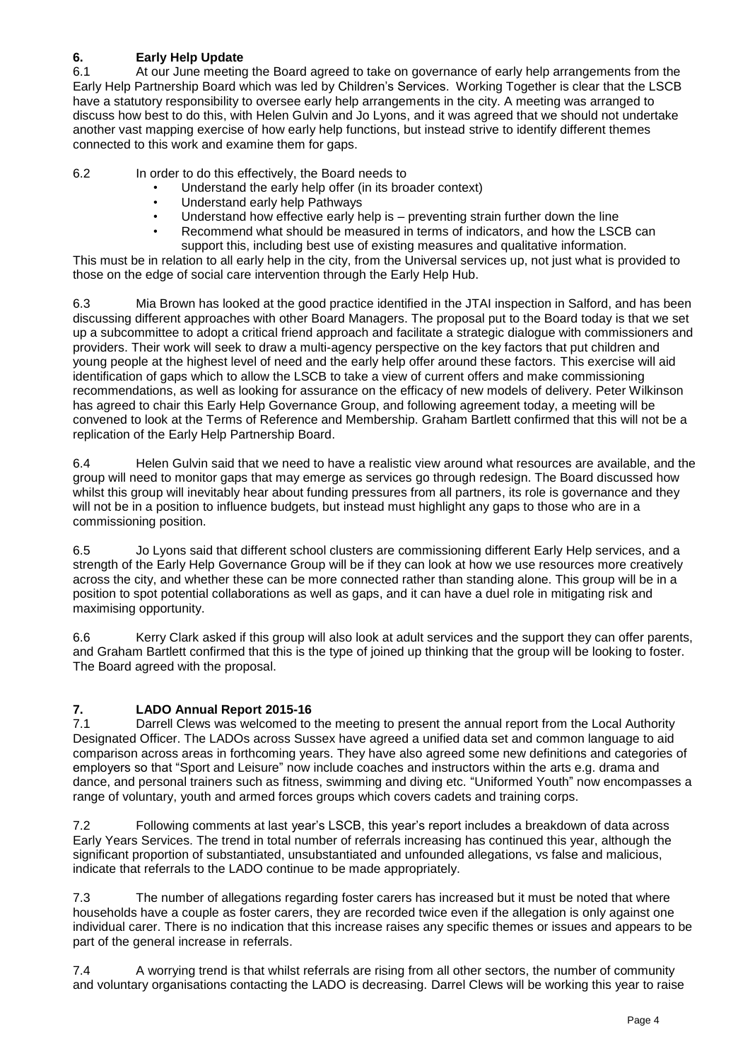## 6. Early Help Update

6.1 At our June meeting the Board agreed to take on governance of early help arrangements from the Early Help Partnership Board which was led by Children's Services. Working Together is clear that the LSCB have a statutory responsibility to oversee early help arrangements in the city. A meeting was arranged to discuss how best to do this, with Helen Gulvin and Jo Lyons, and it was agreed that we should not undertake another vast mapping exercise of how early help functions, but instead strive to identify different themes connected to this work and examine them for gaps.

6.2 In order to do this effectively, the Board needs to

- Understand the early help offer (in its broader context)
- Understand early help Pathways
- Understand how effective early help is – preventing strain further down the line
- Recommend what should be measured in terms of indicators, and how the LSCB can support this, including best use of existing measures and qualitative information.

This must be in relation to all early help in the city, from the Universal services up, not just what is provided to those on the edge of social care intervention through the Early Help Hub.

6.3 Mia Brown has looked at the good practice identified in the JTAI inspection in Salford, and has been discussing different approaches with other Board Managers. The proposal put to the Board today is that we set up a subcommittee to adopt a critical friend approach and facilitate a strategic dialogue with commissioners and providers. Their work will seek to draw a multi-agency perspective on the key factors that put children and young people at the highest level of need and the early help offer around these factors. This exercise will aid identification of gaps which to allow the LSCB to take a view of current offers and make commissioning recommendations, as well as looking for assurance on the efficacy of new models of delivery. Peter Wilkinson has agreed to chair this Early Help Governance Group, and following agreement today, a meeting will be convened to look at the Terms of Reference and Membership. Graham Bartlett confirmed that this will not be a replication of the Early Help Partnership Board.

6.4 Helen Gulvin said that we need to have a realistic view around what resources are available, and the group will need to monitor gaps that may emerge as services go through redesign. The Board discussed how whilst this group will inevitably hear about funding pressures from all partners, its role is governance and they will not be in a position to influence budgets, but instead must highlight any gaps to those who are in a commissioning position.

6.5 Jo Lyons said that different school clusters are commissioning different Early Help services, and a strength of the Early Help Governance Group will be if they can look at how we use resources more creatively across the city, and whether these can be more connected rather than standing alone. This group will be in a position to spot potential collaborations as well as gaps, and it can have a duel role in mitigating risk and maximising opportunity.

6.6 Kerry Clark asked if this group will also look at adult services and the support they can offer parents, and Graham Bartlett confirmed that this is the type of joined up thinking that the group will be looking to foster. The Board agreed with the proposal.

## 7. LADO Annual Report 2015-16

7.1 Darrell Clews was welcomed to the meeting to present the annual report from the Local Authority Designated Officer. The LADOs across Sussex have agreed a unified data set and common language to aid comparison across areas in forthcoming years. They have also agreed some new definitions and categories of employers so that "Sport and Leisure" now include coaches and instructors within the arts e.g. drama and dance, and personal trainers such as fitness, swimming and diving etc. "Uniformed Youth" now encompasses a range of voluntary, youth and armed forces groups which covers cadets and training corps.

7.2 Following comments at last year's LSCB, this year's report includes a breakdown of data across Early Years Services. The trend in total number of referrals increasing has continued this year, although the significant proportion of substantiated, unsubstantiated and unfounded allegations, vs false and malicious, indicate that referrals to the LADO continue to be made appropriately.

7.3 The number of allegations regarding foster carers has increased but it must be noted that where households have a couple as foster carers, they are recorded twice even if the allegation is only against one individual carer. There is no indication that this increase raises any specific themes or issues and appears to be part of the general increase in referrals.

7.4 A worrying trend is that whilst referrals are rising from all other sectors, the number of community and voluntary organisations contacting the LADO is decreasing. Darrel Clews will be working this year to raise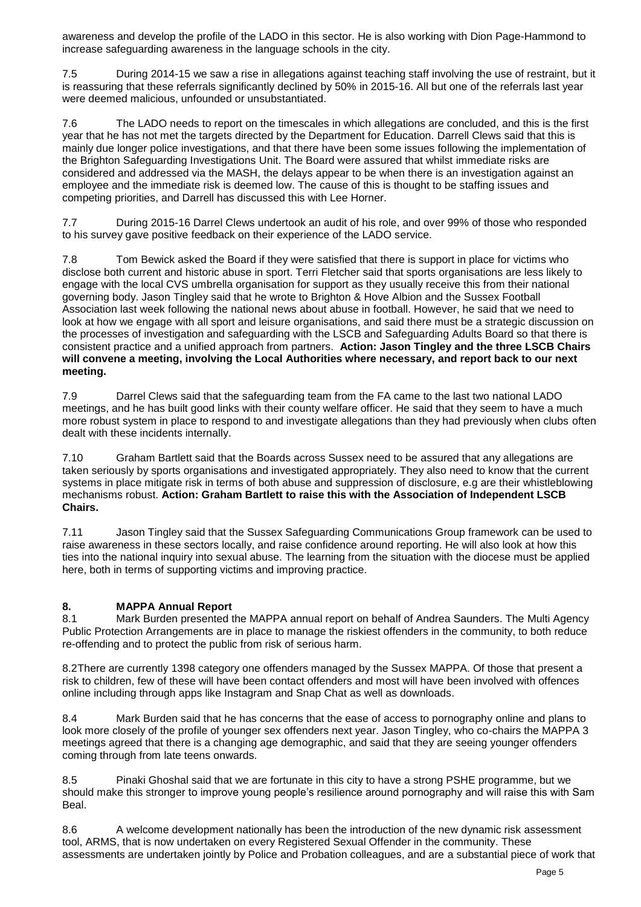awareness and develop the profile of the LADO in this sector. He is also working with Dion Page-Hammond to increase safeguarding awareness in the language schools in the city.

7.5 During 2014-15 we saw a rise in allegations against teaching staff involving the use of restraint, but it is reassuring that these referrals significantly declined by 50% in 2015-16. All but one of the referrals last year were deemed malicious, unfounded or unsubstantiated.

7.6 The LADO needs to report on the timescales in which allegations are concluded, and this is the first year that he has not met the targets directed by the Department for Education. Darrell Clews said that this is mainly due longer police investigations, and that there have been some issues following the implementation of the Brighton Safeguarding Investigations Unit. The Board were assured that whilst immediate risks are considered and addressed via the MASH, the delays appear to be when there is an investigation against an employee and the immediate risk is deemed low. The cause of this is thought to be staffing issues and competing priorities, and Darrell has discussed this with Lee Horner.

7.7 During 2015-16 Darrel Clews undertook an audit of his role, and over 99% of those who responded to his survey gave positive feedback on their experience of the LADO service.

7.8 Tom Bewick asked the Board if they were satisfied that there is support in place for victims who disclose both current and historic abuse in sport. Terri Fletcher said that sports organisations are less likely to engage with the local CVS umbrella organisation for support as they usually receive this from their national governing body. Jason Tingley said that he wrote to Brighton & Hove Albion and the Sussex Football Association last week following the national news about abuse in football. However, he said that we need to look at how we engage with all sport and leisure organisations, and said there must be a strategic discussion on the processes of investigation and safeguarding with the LSCB and Safeguarding Adults Board so that there is consistent practice and a unified approach from partners. **Action: Jason Tingley and the three LSCB Chairs will convene a meeting, involving the Local Authorities where necessary, and report back to our next meeting.**

7.9 Darrel Clews said that the safeguarding team from the FA came to the last two national LADO meetings, and he has built good links with their county welfare officer. He said that they seem to have a much more robust system in place to respond to and investigate allegations than they had previously when clubs often dealt with these incidents internally.

7.10 Graham Bartlett said that the Boards across Sussex need to be assured that any allegations are taken seriously by sports organisations and investigated appropriately. They also need to know that the current systems in place mitigate risk in terms of both abuse and suppression of disclosure, e.g are their whistleblowing mechanisms robust. **Action: Graham Bartlett to raise this with the Association of Independent LSCB Chairs.**

7.11 Jason Tingley said that the Sussex Safeguarding Communications Group framework can be used to raise awareness in these sectors locally, and raise confidence around reporting. He will also look at how this ties into the national inquiry into sexual abuse. The learning from the situation with the diocese must be applied here, both in terms of supporting victims and improving practice.

## 8. MAPPA Annual Report

8.1 Mark Burden presented the MAPPA annual report on behalf of Andrea Saunders. The Multi Agency Public Protection Arrangements are in place to manage the riskiest offenders in the community, to both reduce re-offending and to protect the public from risk of serious harm.

8.2There are currently 1398 category one offenders managed by the Sussex MAPPA. Of those that present a risk to children, few of these will have been contact offenders and most will have been involved with offences online including through apps like Instagram and Snap Chat as well as downloads.

8.4 Mark Burden said that he has concerns that the ease of access to pornography online and plans to look more closely of the profile of younger sex offenders next year. Jason Tingley, who co-chairs the MAPPA 3 meetings agreed that there is a changing age demographic, and said that they are seeing younger offenders coming through from late teens onwards.

8.5 Pinaki Ghoshal said that we are fortunate in this city to have a strong PSHE programme, but we should make this stronger to improve young people's resilience around pornography and will raise this with Sam Beal.

8.6 A welcome development nationally has been the introduction of the new dynamic risk assessment tool, ARMS, that is now undertaken on every Registered Sexual Offender in the community. These assessments are undertaken jointly by Police and Probation colleagues, and are a substantial piece of work that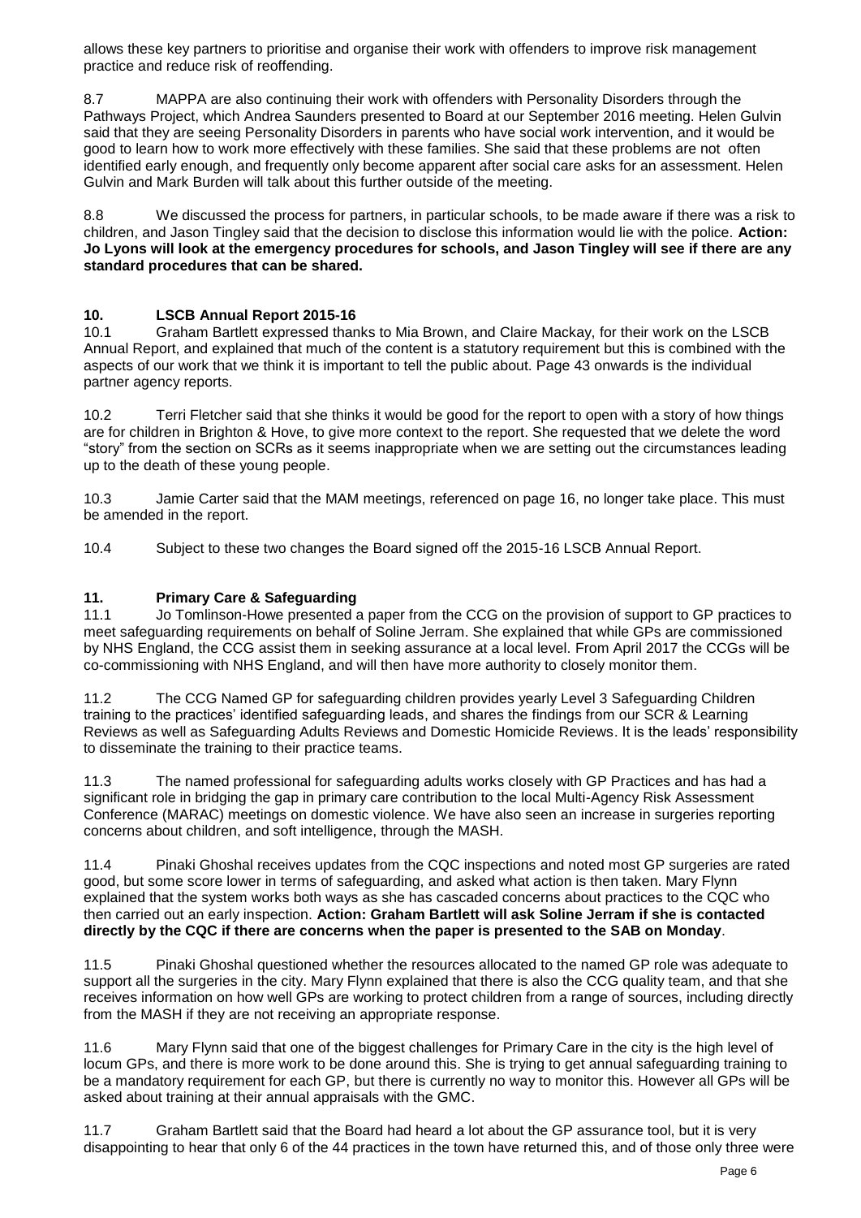allows these key partners to prioritise and organise their work with offenders to improve risk management practice and reduce risk of reoffending.

8.7 MAPPA are also continuing their work with offenders with Personality Disorders through the Pathways Project, which Andrea Saunders presented to Board at our September 2016 meeting. Helen Gulvin said that they are seeing Personality Disorders in parents who have social work intervention, and it would be good to learn how to work more effectively with these families. She said that these problems are not often identified early enough, and frequently only become apparent after social care asks for an assessment. Helen Gulvin and Mark Burden will talk about this further outside of the meeting.

8.8 We discussed the process for partners, in particular schools, to be made aware if there was a risk to children, and Jason Tingley said that the decision to disclose this information would lie with the police. **Action: Jo Lyons will look at the emergency procedures for schools, and Jason Tingley will see if there are any standard procedures that can be shared.**

## 10. LSCB Annual Report 2015-16

10.1 Graham Bartlett expressed thanks to Mia Brown, and Claire Mackay, for their work on the LSCB Annual Report, and explained that much of the content is a statutory requirement but this is combined with the aspects of our work that we think it is important to tell the public about. Page 43 onwards is the individual partner agency reports.

10.2 Terri Fletcher said that she thinks it would be good for the report to open with a story of how things are for children in Brighton & Hove, to give more context to the report. She requested that we delete the word "story" from the section on SCRs as it seems inappropriate when we are setting out the circumstances leading up to the death of these young people.

10.3 Jamie Carter said that the MAM meetings, referenced on page 16, no longer take place. This must be amended in the report.

10.4 Subject to these two changes the Board signed off the 2015-16 LSCB Annual Report.

## 11. Primary Care & Safeguarding

11.1 Jo Tomlinson-Howe presented a paper from the CCG on the provision of support to GP practices to meet safeguarding requirements on behalf of Soline Jerram. She explained that while GPs are commissioned by NHS England, the CCG assist them in seeking assurance at a local level. From April 2017 the CCGs will be co-commissioning with NHS England, and will then have more authority to closely monitor them.

11.2 The CCG Named GP for safeguarding children provides yearly Level 3 Safeguarding Children training to the practices' identified safeguarding leads, and shares the findings from our SCR & Learning Reviews as well as Safeguarding Adults Reviews and Domestic Homicide Reviews. It is the leads' responsibility to disseminate the training to their practice teams.

11.3 The named professional for safeguarding adults works closely with GP Practices and has had a significant role in bridging the gap in primary care contribution to the local Multi-Agency Risk Assessment Conference (MARAC) meetings on domestic violence. We have also seen an increase in surgeries reporting concerns about children, and soft intelligence, through the MASH.

11.4 Pinaki Ghoshal receives updates from the CQC inspections and noted most GP surgeries are rated good, but some score lower in terms of safeguarding, and asked what action is then taken. Mary Flynn explained that the system works both ways as she has cascaded concerns about practices to the CQC who then carried out an early inspection. **Action: Graham Bartlett will ask Soline Jerram if she is contacted directly by the CQC if there are concerns when the paper is presented to the SAB on Monday**.

11.5 Pinaki Ghoshal questioned whether the resources allocated to the named GP role was adequate to support all the surgeries in the city. Mary Flynn explained that there is also the CCG quality team, and that she receives information on how well GPs are working to protect children from a range of sources, including directly from the MASH if they are not receiving an appropriate response.

11.6 Mary Flynn said that one of the biggest challenges for Primary Care in the city is the high level of locum GPs, and there is more work to be done around this. She is trying to get annual safeguarding training to be a mandatory requirement for each GP, but there is currently no way to monitor this. However all GPs will be asked about training at their annual appraisals with the GMC.

11.7 Graham Bartlett said that the Board had heard a lot about the GP assurance tool, but it is very disappointing to hear that only 6 of the 44 practices in the town have returned this, and of those only three were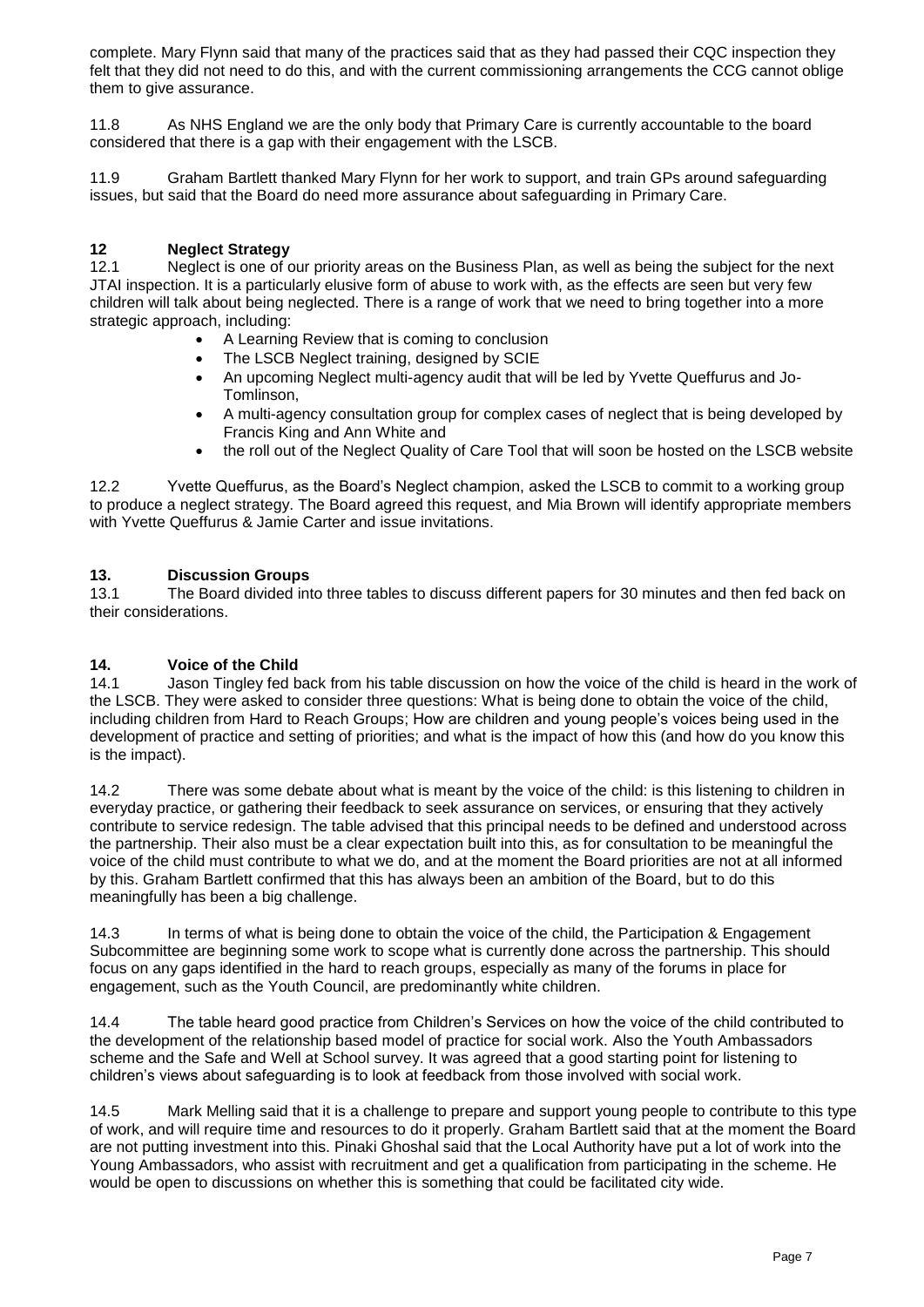complete. Mary Flynn said that many of the practices said that as they had passed their CQC inspection they felt that they did not need to do this, and with the current commissioning arrangements the CCG cannot oblige them to give assurance.

11.8 As NHS England we are the only body that Primary Care is currently accountable to the board considered that there is a gap with their engagement with the LSCB.

11.9 Graham Bartlett thanked Mary Flynn for her work to support, and train GPs around safeguarding issues, but said that the Board do need more assurance about safeguarding in Primary Care.

## 12 Neglect Strategy

12.1 Neglect is one of our priority areas on the Business Plan, as well as being the subject for the next JTAI inspection. It is a particularly elusive form of abuse to work with, as the effects are seen but very few children will talk about being neglected. There is a range of work that we need to bring together into a more strategic approach, including:

- A Learning Review that is coming to conclusion
- The LSCB Neglect training, designed by SCIE
- An upcoming Neglect multi-agency audit that will be led by Yvette Queffurus and Jo-Tomlinson,
- A multi-agency consultation group for complex cases of neglect that is being developed by Francis King and Ann White and
- the roll out of the Neglect Quality of Care Tool that will soon be hosted on the LSCB website

12.2 Yvette Queffurus, as the Board's Neglect champion, asked the LSCB to commit to a working group to produce a neglect strategy. The Board agreed this request, and Mia Brown will identify appropriate members with Yvette Queffurus & Jamie Carter and issue invitations.

## 13. Discussion Groups

13.1 The Board divided into three tables to discuss different papers for 30 minutes and then fed back on their considerations.

## 14. Voice of the Child

14.1 Jason Tingley fed back from his table discussion on how the voice of the child is heard in the work of the LSCB. They were asked to consider three questions: What is being done to obtain the voice of the child, including children from Hard to Reach Groups; How are children and young people's voices being used in the development of practice and setting of priorities; and what is the impact of how this (and how do you know this is the impact).

14.2 There was some debate about what is meant by the voice of the child: is this listening to children in everyday practice, or gathering their feedback to seek assurance on services, or ensuring that they actively contribute to service redesign. The table advised that this principal needs to be defined and understood across the partnership. Their also must be a clear expectation built into this, as for consultation to be meaningful the voice of the child must contribute to what we do, and at the moment the Board priorities are not at all informed by this. Graham Bartlett confirmed that this has always been an ambition of the Board, but to do this meaningfully has been a big challenge.

14.3 In terms of what is being done to obtain the voice of the child, the Participation & Engagement Subcommittee are beginning some work to scope what is currently done across the partnership. This should focus on any gaps identified in the hard to reach groups, especially as many of the forums in place for engagement, such as the Youth Council, are predominantly white children.

14.4 The table heard good practice from Children's Services on how the voice of the child contributed to the development of the relationship based model of practice for social work. Also the Youth Ambassadors scheme and the Safe and Well at School survey. It was agreed that a good starting point for listening to children's views about safeguarding is to look at feedback from those involved with social work.

14.5 Mark Melling said that it is a challenge to prepare and support young people to contribute to this type of work, and will require time and resources to do it properly. Graham Bartlett said that at the moment the Board are not putting investment into this. Pinaki Ghoshal said that the Local Authority have put a lot of work into the Young Ambassadors, who assist with recruitment and get a qualification from participating in the scheme. He would be open to discussions on whether this is something that could be facilitated city wide.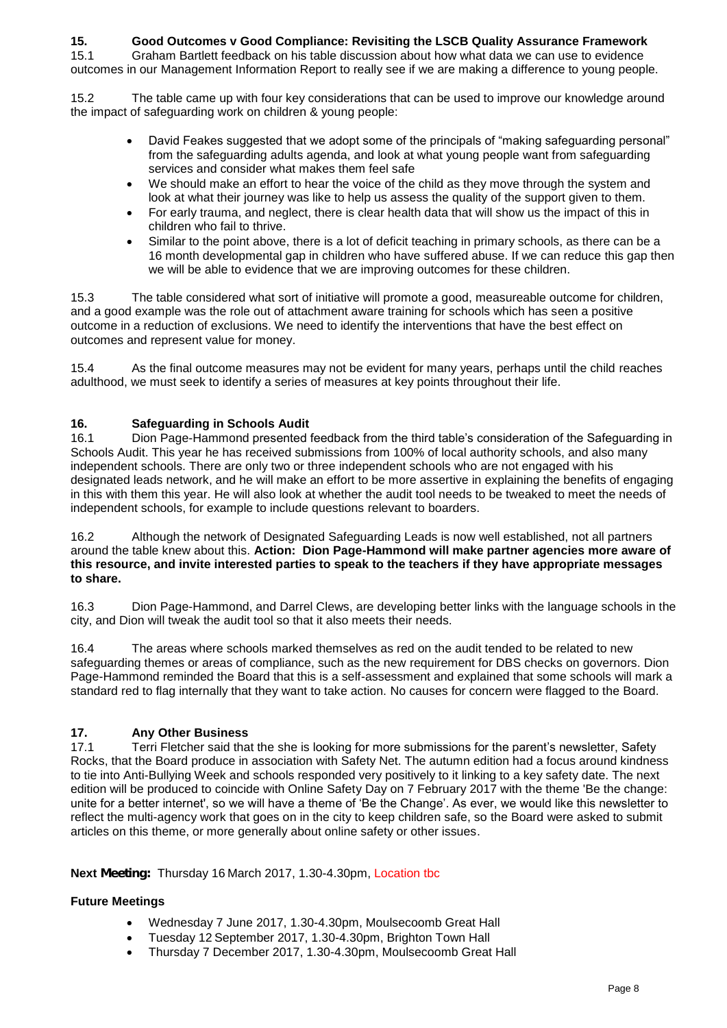## 15. Good Outcomes v Good Compliance: Revisiting the LSCB Quality Assurance Framework

15.1 Graham Bartlett feedback on his table discussion about how what data we can use to evidence outcomes in our Management Information Report to really see if we are making a difference to young people.

15.2 The table came up with four key considerations that can be used to improve our knowledge around the impact of safeguarding work on children & young people:

- David Feakes suggested that we adopt some of the principals of "making safeguarding personal" from the safeguarding adults agenda, and look at what young people want from safeguarding services and consider what makes them feel safe
- We should make an effort to hear the voice of the child as they move through the system and look at what their journey was like to help us assess the quality of the support given to them.
- For early trauma, and neglect, there is clear health data that will show us the impact of this in children who fail to thrive.
- Similar to the point above, there is a lot of deficit teaching in primary schools, as there can be a 16 month developmental gap in children who have suffered abuse. If we can reduce this gap then we will be able to evidence that we are improving outcomes for these children.

15.3 The table considered what sort of initiative will promote a good, measureable outcome for children, and a good example was the role out of attachment aware training for schools which has seen a positive outcome in a reduction of exclusions. We need to identify the interventions that have the best effect on outcomes and represent value for money.

15.4 As the final outcome measures may not be evident for many years, perhaps until the child reaches adulthood, we must seek to identify a series of measures at key points throughout their life.

## 16. Safeguarding in Schools Audit

16.1 Dion Page-Hammond presented feedback from the third table's consideration of the Safeguarding in Schools Audit. This year he has received submissions from 100% of local authority schools, and also many independent schools. There are only two or three independent schools who are not engaged with his designated leads network, and he will make an effort to be more assertive in explaining the benefits of engaging in this with them this year. He will also look at whether the audit tool needs to be tweaked to meet the needs of independent schools, for example to include questions relevant to boarders.

16.2 Although the network of Designated Safeguarding Leads is now well established, not all partners around the table knew about this. **Action: Dion Page-Hammond will make partner agencies more aware of this resource, and invite interested parties to speak to the teachers if they have appropriate messages to share.**

16.3 Dion Page-Hammond, and Darrel Clews, are developing better links with the language schools in the city, and Dion will tweak the audit tool so that it also meets their needs.

16.4 The areas where schools marked themselves as red on the audit tended to be related to new safeguarding themes or areas of compliance, such as the new requirement for DBS checks on governors. Dion Page-Hammond reminded the Board that this is a self-assessment and explained that some schools will mark a standard red to flag internally that they want to take action. No causes for concern were flagged to the Board.

## 17. Any Other Business

17.1 Terri Fletcher said that the she is looking for more submissions for the parent's newsletter, Safety Rocks, that the Board produce in association with Safety Net. The autumn edition had a focus around kindness to tie into Anti-Bullying Week and schools responded very positively to it linking to a key safety date. The next edition will be produced to coincide with Online Safety Day on 7 February 2017 with the theme 'Be the change: unite for a better internet', so we will have a theme of 'Be the Change'. As ever, we would like this newsletter to reflect the multi-agency work that goes on in the city to keep children safe, so the Board were asked to submit articles on this theme, or more generally about online safety or other issues.

**Next Meeting:** Thursday 16 March 2017, 1.30-4.30pm, Location tbc

**Future Meetings**

- Wednesday 7 June 2017, 1.30-4.30pm, Moulsecoomb Great Hall
- Tuesday 12 September 2017, 1.30-4.30pm, Brighton Town Hall
- Thursday 7 December 2017, 1.30-4.30pm, Moulsecoomb Great Hall